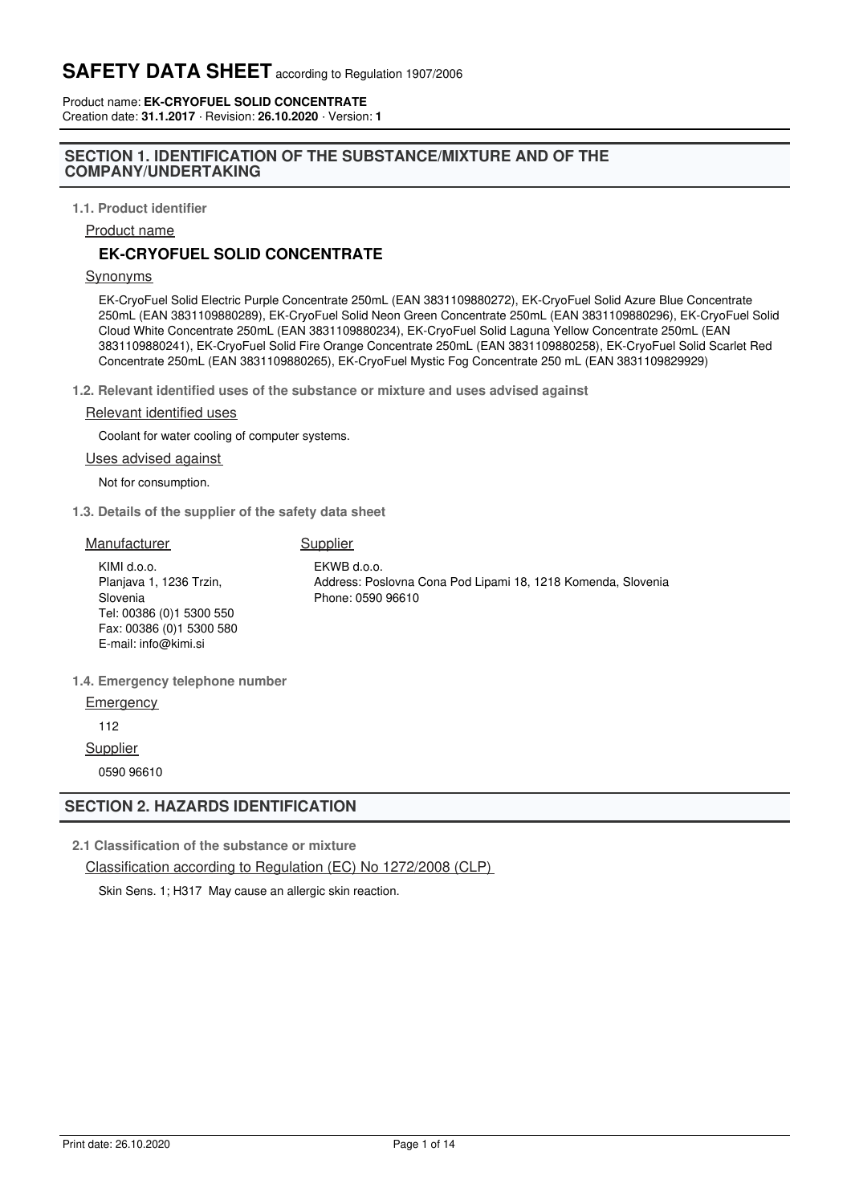# SAFETY DATA SHEET according to Regulation 1907/2006

Product name: **EK-CRYOFUEL SOLID CONCENTRATE**
Creation date: **31.1.2017** · Revision: **26.10.2020** · Version: **1**

## SECTION 1. IDENTIFICATION OF THE SUBSTANCE/MIXTURE AND OF THE COMPANY/UNDERTAKING

### 1.1. Product identifier

Product name

**EK-CRYOFUEL SOLID CONCENTRATE**

Synonyms

EK-CryoFuel Solid Electric Purple Concentrate 250mL (EAN 3831109880272), EK-CryoFuel Solid Azure Blue Concentrate 250mL (EAN 3831109880289), EK-CryoFuel Solid Neon Green Concentrate 250mL (EAN 3831109880296), EK-CryoFuel Solid Cloud White Concentrate 250mL (EAN 3831109880234), EK-CryoFuel Solid Laguna Yellow Concentrate 250mL (EAN 3831109880241), EK-CryoFuel Solid Fire Orange Concentrate 250mL (EAN 3831109880258), EK-CryoFuel Solid Scarlet Red Concentrate 250mL (EAN 3831109880265), EK-CryoFuel Mystic Fog Concentrate 250 mL (EAN 3831109829929)

### 1.2. Relevant identified uses of the substance or mixture and uses advised against

Relevant identified uses

Coolant for water cooling of computer systems.

Uses advised against

Not for consumption.

### 1.3. Details of the supplier of the safety data sheet

Manufacturer

KIMI d.o.o.
Planjava 1, 1236 Trzin,
Slovenia
Tel: 00386 (0)1 5300 550
Fax: 00386 (0)1 5300 580
E-mail: info@kimi.si

Supplier

EKWB d.o.o.
Address: Poslovna Cona Pod Lipami 18, 1218 Komenda, Slovenia
Phone: 0590 96610

### 1.4. Emergency telephone number

Emergency

112

Supplier

0590 96610

## SECTION 2. HAZARDS IDENTIFICATION

### 2.1 Classification of the substance or mixture

Classification according to Regulation (EC) No 1272/2008 (CLP)

Skin Sens. 1; H317 May cause an allergic skin reaction.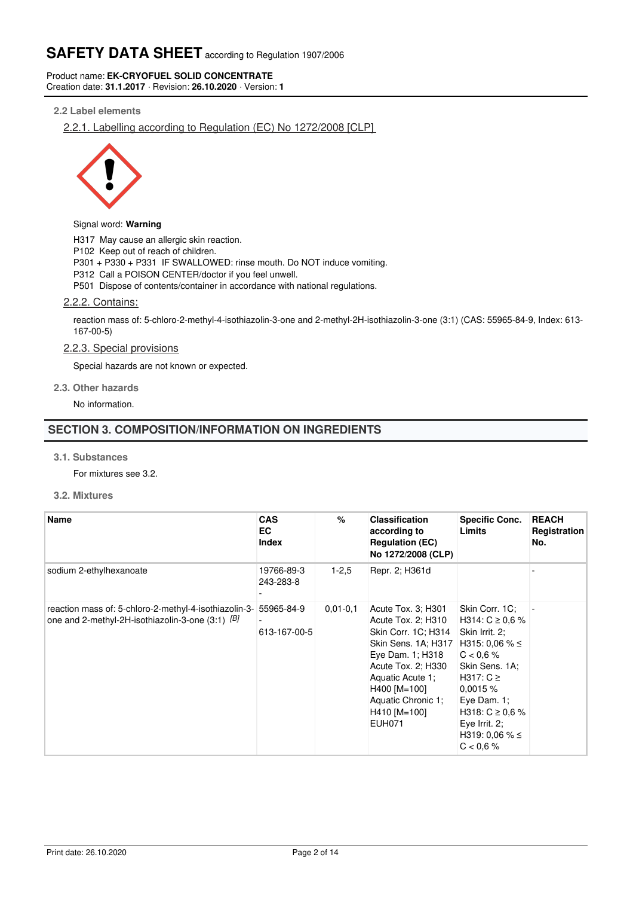### 2.2 Label elements

#### 2.2.1. Labelling according to Regulation (EC) No 1272/2008 [CLP]

Signal word: **Warning**

H317 May cause an allergic skin reaction.
P102 Keep out of reach of children.
P301 + P330 + P331 IF SWALLOWED: rinse mouth. Do NOT induce vomiting.
P312 Call a POISON CENTER/doctor if you feel unwell.
P501 Dispose of contents/container in accordance with national regulations.

#### 2.2.2. Contains:

reaction mass of: 5-chloro-2-methyl-4-isothiazolin-3-one and 2-methyl-2H-isothiazolin-3-one (3:1) (CAS: 55965-84-9, Index: 613-167-00-5)

#### 2.2.3. Special provisions

Special hazards are not known or expected.

### 2.3. Other hazards

No information.

## SECTION 3. COMPOSITION/INFORMATION ON INGREDIENTS

### 3.1. Substances

For mixtures see 3.2.

### 3.2. Mixtures

| Name | CAS<br>EC<br>Index | % | Classification according to Regulation (EC) No 1272/2008 (CLP) | Specific Conc. Limits | REACH Registration No. |
|---|---|---|---|---|---|
| sodium 2-ethylhexanoate | 19766-89-3<br>243-283-8<br>- | 1-2,5 | Repr. 2; H361d | | - |
| reaction mass of: 5-chloro-2-methyl-4-isothiazolin-3-one and 2-methyl-2H-isothiazolin-3-one (3:1) [B] | 55965-84-9<br>-<br>613-167-00-5 | 0,01-0,1 | Acute Tox. 3; H301<br>Acute Tox. 2; H310<br>Skin Corr. 1C; H314<br>Skin Sens. 1A; H317<br>Eye Dam. 1; H318<br>Acute Tox. 2; H330<br>Aquatic Acute 1; H400 [M=100]<br>Aquatic Chronic 1; H410 [M=100]<br>EUH071 | Skin Corr. 1C; H314: C ≥ 0,6 %<br>Skin Irrit. 2; H315: 0,06 % ≤ C < 0,6 %<br>Skin Sens. 1A; H317: C ≥ 0,0015 %<br>Eye Dam. 1; H318: C ≥ 0,6 %<br>Eye Irrit. 2; H319: 0,06 % ≤ C < 0,6 % | - |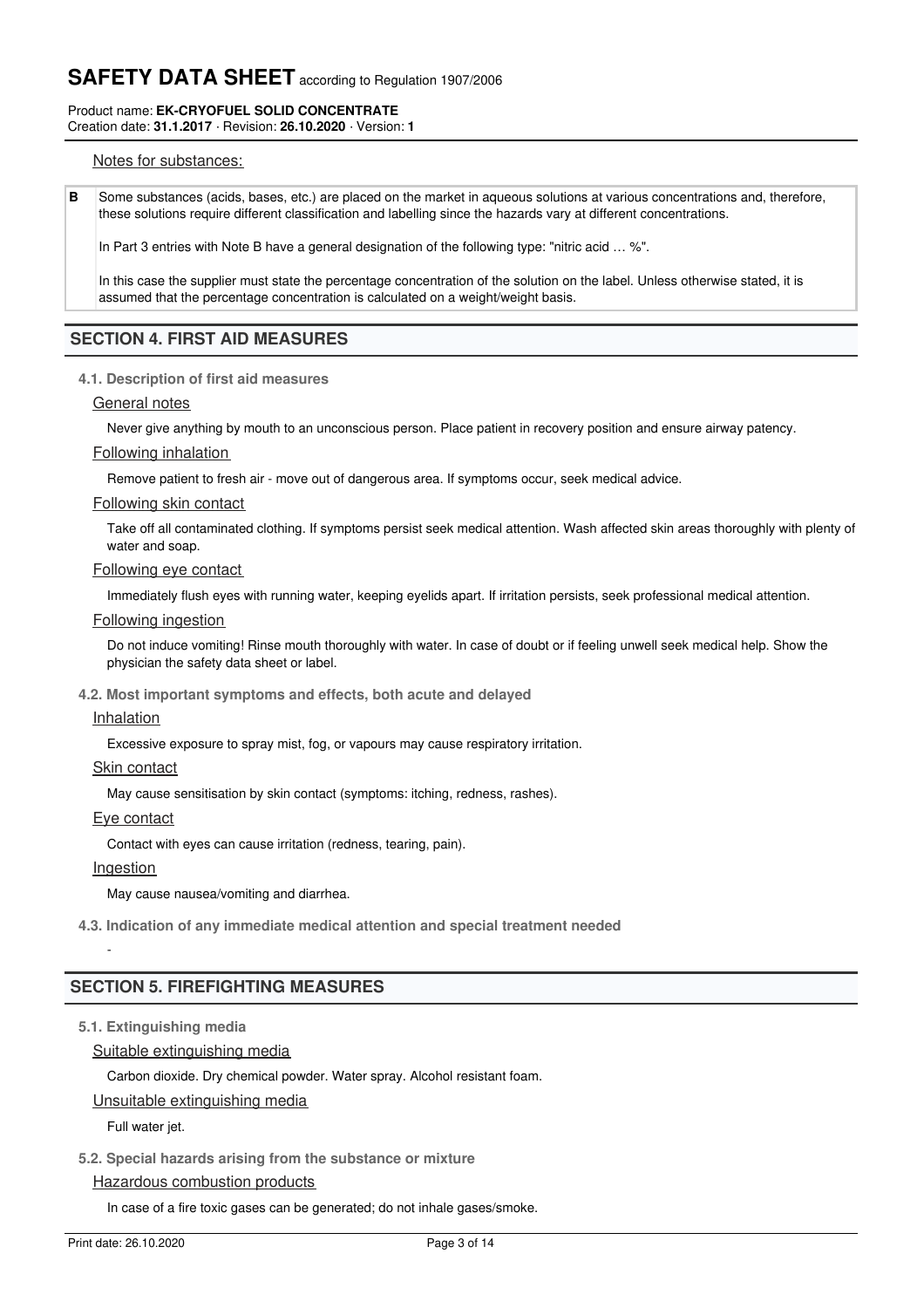Notes for substances:

| | |
|---|---|
| **B** | Some substances (acids, bases, etc.) are placed on the market in aqueous solutions at various concentrations and, therefore, these solutions require different classification and labelling since the hazards vary at different concentrations.<br><br>In Part 3 entries with Note B have a general designation of the following type: "nitric acid … %".<br><br>In this case the supplier must state the percentage concentration of the solution on the label. Unless otherwise stated, it is assumed that the percentage concentration is calculated on a weight/weight basis. |

## SECTION 4. FIRST AID MEASURES

### 4.1. Description of first aid measures

General notes

Never give anything by mouth to an unconscious person. Place patient in recovery position and ensure airway patency.

Following inhalation

Remove patient to fresh air - move out of dangerous area. If symptoms occur, seek medical advice.

Following skin contact

Take off all contaminated clothing. If symptoms persist seek medical attention. Wash affected skin areas thoroughly with plenty of water and soap.

Following eye contact

Immediately flush eyes with running water, keeping eyelids apart. If irritation persists, seek professional medical attention.

Following ingestion

Do not induce vomiting! Rinse mouth thoroughly with water. In case of doubt or if feeling unwell seek medical help. Show the physician the safety data sheet or label.

### 4.2. Most important symptoms and effects, both acute and delayed

Inhalation

Excessive exposure to spray mist, fog, or vapours may cause respiratory irritation.

Skin contact

May cause sensitisation by skin contact (symptoms: itching, redness, rashes).

Eye contact

Contact with eyes can cause irritation (redness, tearing, pain).

Ingestion

May cause nausea/vomiting and diarrhea.

### 4.3. Indication of any immediate medical attention and special treatment needed

-

## SECTION 5. FIREFIGHTING MEASURES

### 5.1. Extinguishing media

Suitable extinguishing media

Carbon dioxide. Dry chemical powder. Water spray. Alcohol resistant foam.

Unsuitable extinguishing media

Full water jet.

### 5.2. Special hazards arising from the substance or mixture

Hazardous combustion products

In case of a fire toxic gases can be generated; do not inhale gases/smoke.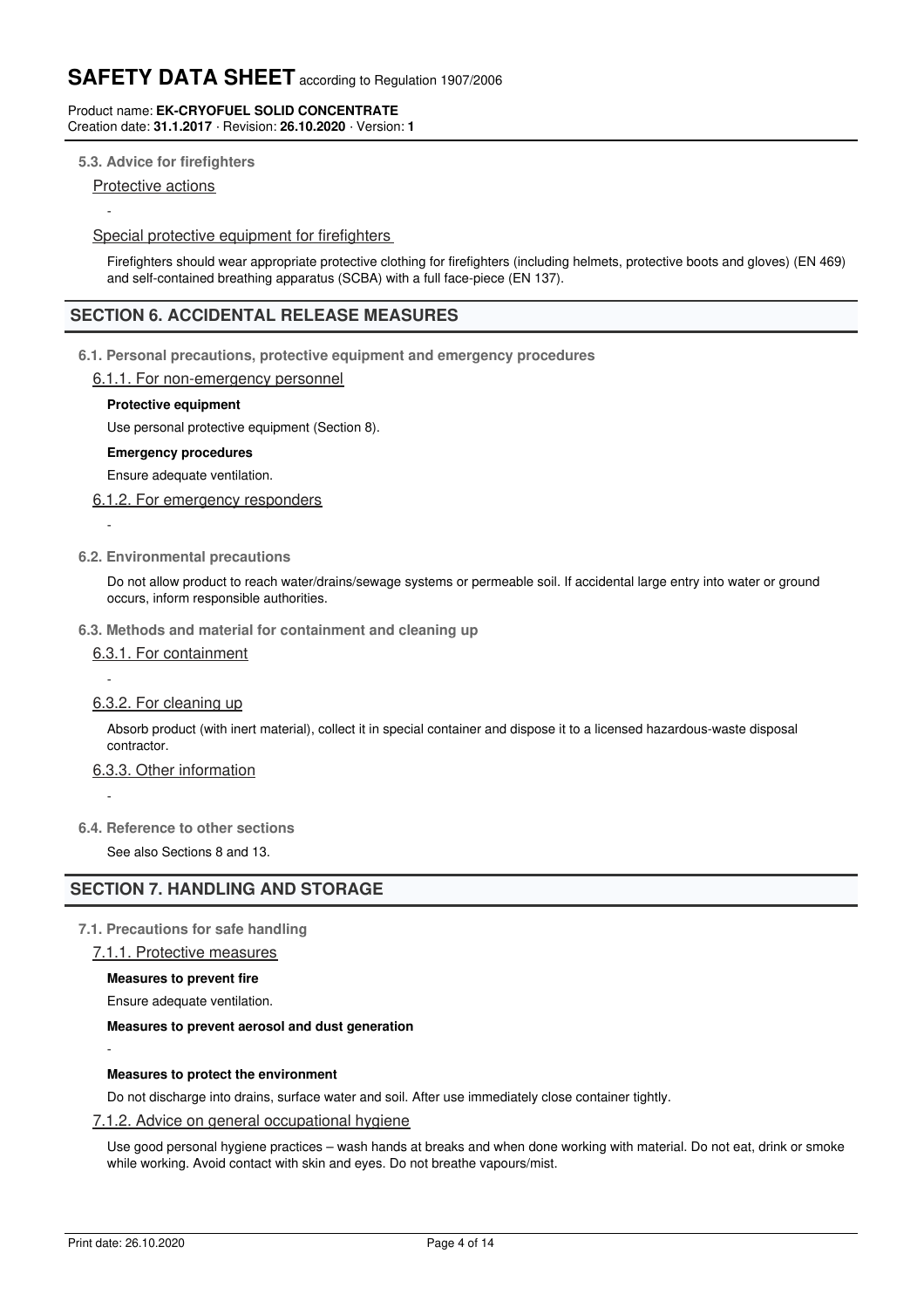**5.3. Advice for firefighters**

Protective actions

-

Special protective equipment for firefighters

Firefighters should wear appropriate protective clothing for firefighters (including helmets, protective boots and gloves) (EN 469) and self-contained breathing apparatus (SCBA) with a full face-piece (EN 137).

## SECTION 6. ACCIDENTAL RELEASE MEASURES

**6.1. Personal precautions, protective equipment and emergency procedures**

6.1.1. For non-emergency personnel

**Protective equipment**

Use personal protective equipment (Section 8).

**Emergency procedures**

Ensure adequate ventilation.

6.1.2. For emergency responders

-

**6.2. Environmental precautions**

Do not allow product to reach water/drains/sewage systems or permeable soil. If accidental large entry into water or ground occurs, inform responsible authorities.

**6.3. Methods and material for containment and cleaning up**

6.3.1. For containment

-

6.3.2. For cleaning up

Absorb product (with inert material), collect it in special container and dispose it to a licensed hazardous-waste disposal contractor.

6.3.3. Other information

-

**6.4. Reference to other sections**

See also Sections 8 and 13.

## SECTION 7. HANDLING AND STORAGE

**7.1. Precautions for safe handling**

7.1.1. Protective measures

**Measures to prevent fire**

Ensure adequate ventilation.

**Measures to prevent aerosol and dust generation**

-

**Measures to protect the environment**

Do not discharge into drains, surface water and soil. After use immediately close container tightly.

7.1.2. Advice on general occupational hygiene

Use good personal hygiene practices – wash hands at breaks and when done working with material. Do not eat, drink or smoke while working. Avoid contact with skin and eyes. Do not breathe vapours/mist.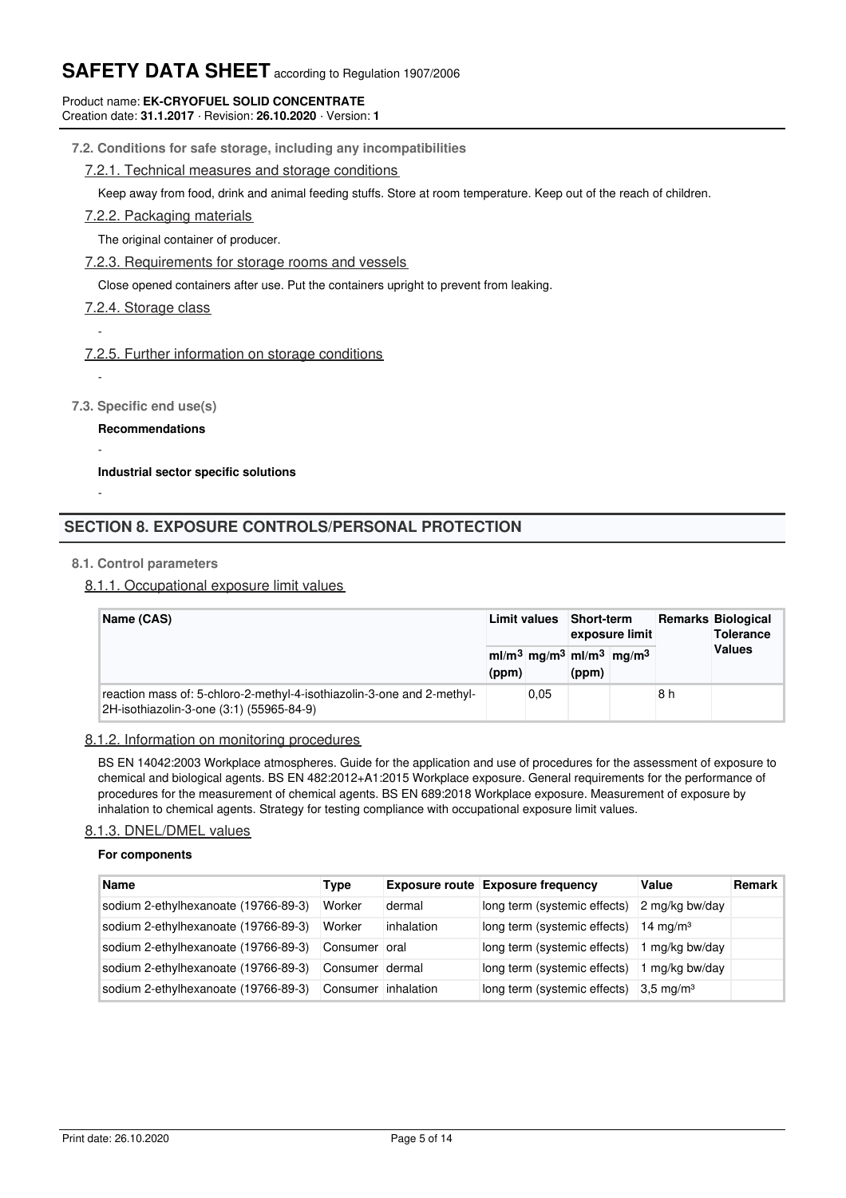**7.2. Conditions for safe storage, including any incompatibilities**

7.2.1. Technical measures and storage conditions

Keep away from food, drink and animal feeding stuffs. Store at room temperature. Keep out of the reach of children.

7.2.2. Packaging materials

The original container of producer.

7.2.3. Requirements for storage rooms and vessels

Close opened containers after use. Put the containers upright to prevent from leaking.

7.2.4. Storage class

-

7.2.5. Further information on storage conditions

-

**7.3. Specific end use(s)**

**Recommendations**

-

**Industrial sector specific solutions**

-

## SECTION 8. EXPOSURE CONTROLS/PERSONAL PROTECTION

**8.1. Control parameters**

8.1.1. Occupational exposure limit values

| Name (CAS) | Limit values | | Short-term exposure limit | | Remarks | Biological Tolerance Values |
|---|---|---|---|---|---|---|
| | $ml/m^3$ (ppm) | $mg/m^3$ | $ml/m^3$ (ppm) | $mg/m^3$ | | |
| reaction mass of: 5-chloro-2-methyl-4-isothiazolin-3-one and 2-methyl-2H-isothiazolin-3-one (3:1) (55965-84-9) | | 0,05 | | | 8 h | |

8.1.2. Information on monitoring procedures

BS EN 14042:2003 Workplace atmospheres. Guide for the application and use of procedures for the assessment of exposure to chemical and biological agents. BS EN 482:2012+A1:2015 Workplace exposure. General requirements for the performance of procedures for the measurement of chemical agents. BS EN 689:2018 Workplace exposure. Measurement of exposure by inhalation to chemical agents. Strategy for testing compliance with occupational exposure limit values.

8.1.3. DNEL/DMEL values

**For components**

| Name | Type | Exposure route | Exposure frequency | Value | Remark |
|---|---|---|---|---|---|
| sodium 2-ethylhexanoate (19766-89-3) | Worker | dermal | long term (systemic effects) | 2 mg/kg bw/day | |
| sodium 2-ethylhexanoate (19766-89-3) | Worker | inhalation | long term (systemic effects) | 14 mg/m³ | |
| sodium 2-ethylhexanoate (19766-89-3) | Consumer | oral | long term (systemic effects) | 1 mg/kg bw/day | |
| sodium 2-ethylhexanoate (19766-89-3) | Consumer | dermal | long term (systemic effects) | 1 mg/kg bw/day | |
| sodium 2-ethylhexanoate (19766-89-3) | Consumer | inhalation | long term (systemic effects) | 3,5 mg/m³ | |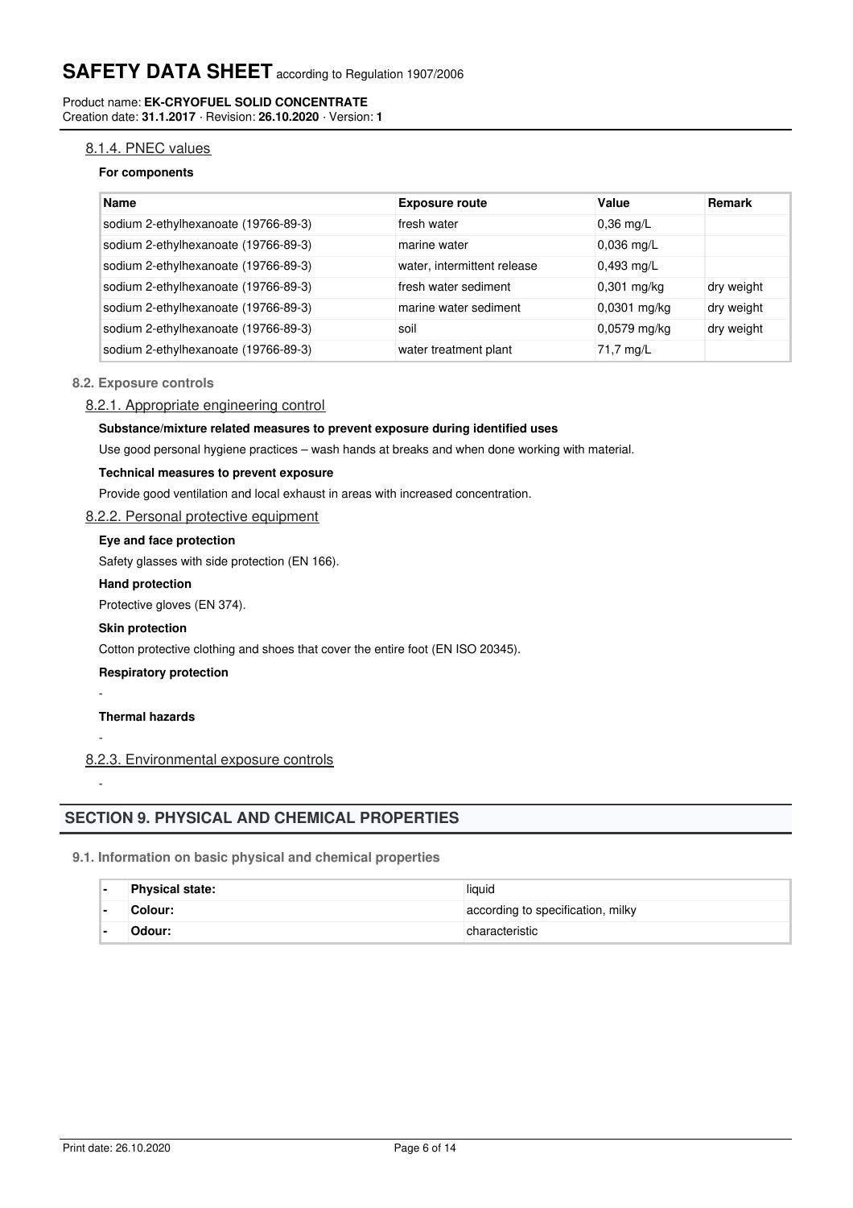#### 8.1.4. PNEC values

**For components**

| Name | Exposure route | Value | Remark |
|---|---|---|---|
| sodium 2-ethylhexanoate (19766-89-3) | fresh water | 0,36 mg/L | |
| sodium 2-ethylhexanoate (19766-89-3) | marine water | 0,036 mg/L | |
| sodium 2-ethylhexanoate (19766-89-3) | water, intermittent release | 0,493 mg/L | |
| sodium 2-ethylhexanoate (19766-89-3) | fresh water sediment | 0,301 mg/kg | dry weight |
| sodium 2-ethylhexanoate (19766-89-3) | marine water sediment | 0,0301 mg/kg | dry weight |
| sodium 2-ethylhexanoate (19766-89-3) | soil | 0,0579 mg/kg | dry weight |
| sodium 2-ethylhexanoate (19766-89-3) | water treatment plant | 71,7 mg/L | |

### 8.2. Exposure controls

#### 8.2.1. Appropriate engineering control

**Substance/mixture related measures to prevent exposure during identified uses**

Use good personal hygiene practices – wash hands at breaks and when done working with material.

**Technical measures to prevent exposure**

Provide good ventilation and local exhaust in areas with increased concentration.

#### 8.2.2. Personal protective equipment

**Eye and face protection**

Safety glasses with side protection (EN 166).

**Hand protection**

Protective gloves (EN 374).

**Skin protection**

Cotton protective clothing and shoes that cover the entire foot (EN ISO 20345).

**Respiratory protection**

-

**Thermal hazards**

-

#### 8.2.3. Environmental exposure controls

-

## SECTION 9. PHYSICAL AND CHEMICAL PROPERTIES

### 9.1. Information on basic physical and chemical properties

| - | Property | Value |
|---|---|---|
| - | **Physical state:** | liquid |
| - | **Colour:** | according to specification, milky |
| - | **Odour:** | characteristic |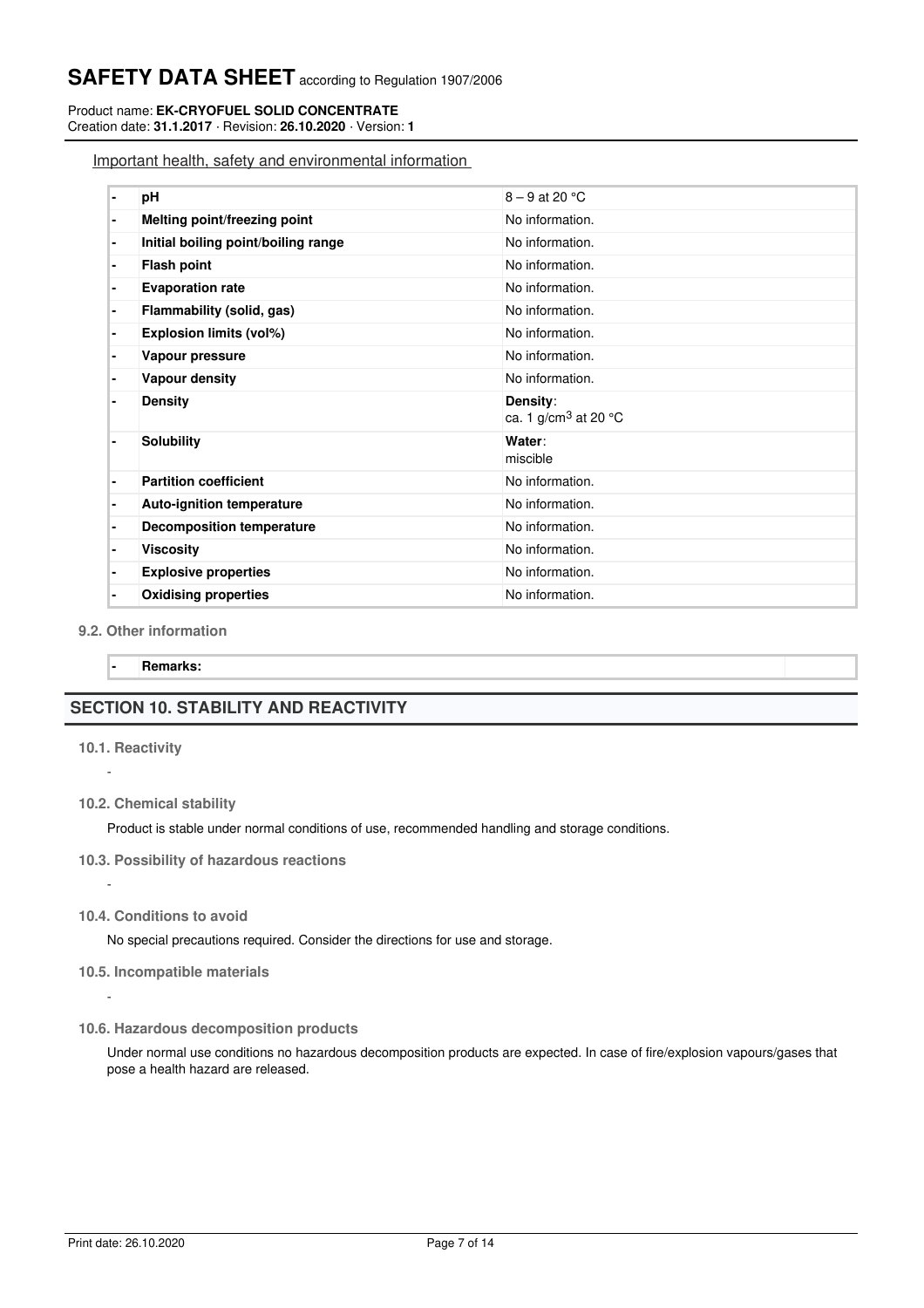Important health, safety and environmental information

| - | Property | Value |
|---|---|---|
| - | **pH** | 8 – 9 at 20 °C |
| - | **Melting point/freezing point** | No information. |
| - | **Initial boiling point/boiling range** | No information. |
| - | **Flash point** | No information. |
| - | **Evaporation rate** | No information. |
| - | **Flammability (solid, gas)** | No information. |
| - | **Explosion limits (vol%)** | No information. |
| - | **Vapour pressure** | No information. |
| - | **Vapour density** | No information. |
| - | **Density** | **Density**: ca. 1 $g/cm^3$ at 20 °C |
| - | **Solubility** | **Water**: miscible |
| - | **Partition coefficient** | No information. |
| - | **Auto-ignition temperature** | No information. |
| - | **Decomposition temperature** | No information. |
| - | **Viscosity** | No information. |
| - | **Explosive properties** | No information. |
| - | **Oxidising properties** | No information. |

### 9.2. Other information

| - | Remarks: | |
|---|---|---|

## SECTION 10. STABILITY AND REACTIVITY

### 10.1. Reactivity

-

### 10.2. Chemical stability

Product is stable under normal conditions of use, recommended handling and storage conditions.

### 10.3. Possibility of hazardous reactions

-

### 10.4. Conditions to avoid

No special precautions required. Consider the directions for use and storage.

### 10.5. Incompatible materials

-

### 10.6. Hazardous decomposition products

Under normal use conditions no hazardous decomposition products are expected. In case of fire/explosion vapours/gases that pose a health hazard are released.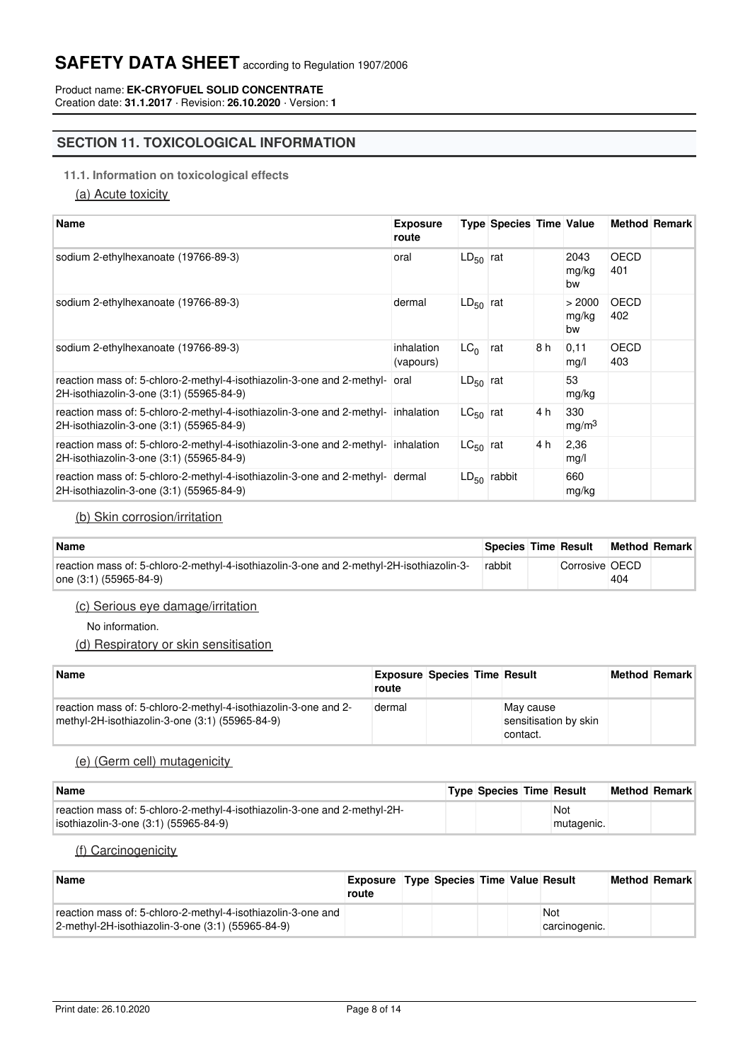## SECTION 11. TOXICOLOGICAL INFORMATION

### 11.1. Information on toxicological effects

(a) Acute toxicity

| Name | Exposure route | Type | Species | Time | Value | Method | Remark |
|---|---|---|---|---|---|---|---|
| sodium 2-ethylhexanoate (19766-89-3) | oral | $LD_{50}$ | rat | | 2043 mg/kg bw | OECD 401 | |
| sodium 2-ethylhexanoate (19766-89-3) | dermal | $LD_{50}$ | rat | | > 2000 mg/kg bw | OECD 402 | |
| sodium 2-ethylhexanoate (19766-89-3) | inhalation (vapours) | $LC_0$ | rat | 8 h | 0,11 mg/l | OECD 403 | |
| reaction mass of: 5-chloro-2-methyl-4-isothiazolin-3-one and 2-methyl-2H-isothiazolin-3-one (3:1) (55965-84-9) | oral | $LD_{50}$ | rat | | 53 mg/kg | | |
| reaction mass of: 5-chloro-2-methyl-4-isothiazolin-3-one and 2-methyl-2H-isothiazolin-3-one (3:1) (55965-84-9) | inhalation | $LC_{50}$ | rat | 4 h | 330 $mg/m^3$ | | |
| reaction mass of: 5-chloro-2-methyl-4-isothiazolin-3-one and 2-methyl-2H-isothiazolin-3-one (3:1) (55965-84-9) | inhalation | $LC_{50}$ | rat | 4 h | 2,36 mg/l | | |
| reaction mass of: 5-chloro-2-methyl-4-isothiazolin-3-one and 2-methyl-2H-isothiazolin-3-one (3:1) (55965-84-9) | dermal | $LD_{50}$ | rabbit | | 660 mg/kg | | |

(b) Skin corrosion/irritation

| Name | Species | Time | Result | Method | Remark |
|---|---|---|---|---|---|
| reaction mass of: 5-chloro-2-methyl-4-isothiazolin-3-one and 2-methyl-2H-isothiazolin-3-one (3:1) (55965-84-9) | rabbit | | Corrosive | OECD 404 | |

(c) Serious eye damage/irritation

No information.

(d) Respiratory or skin sensitisation

| Name | Exposure route | Species | Time | Result | Method | Remark |
|---|---|---|---|---|---|---|
| reaction mass of: 5-chloro-2-methyl-4-isothiazolin-3-one and 2-methyl-2H-isothiazolin-3-one (3:1) (55965-84-9) | dermal | | | May cause sensitisation by skin contact. | | |

(e) (Germ cell) mutagenicity

| Name | Type | Species | Time | Result | Method | Remark |
|---|---|---|---|---|---|---|
| reaction mass of: 5-chloro-2-methyl-4-isothiazolin-3-one and 2-methyl-2H-isothiazolin-3-one (3:1) (55965-84-9) | | | | Not mutagenic. | | |

(f) Carcinogenicity

| Name | Exposure route | Type | Species | Time | Value | Result | Method | Remark |
|---|---|---|---|---|---|---|---|---|
| reaction mass of: 5-chloro-2-methyl-4-isothiazolin-3-one and 2-methyl-2H-isothiazolin-3-one (3:1) (55965-84-9) | | | | | | Not carcinogenic. | | |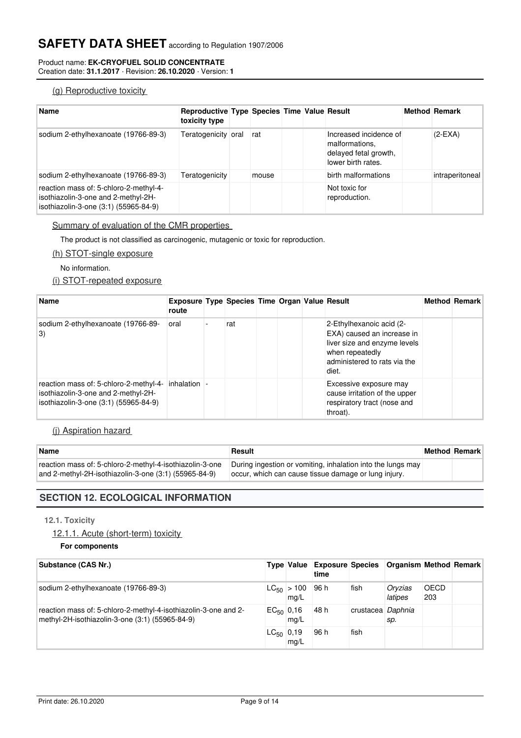#### (g) Reproductive toxicity

| Name | Reproductive toxicity type | Type | Species | Time | Value | Result | Method | Remark |
|---|---|---|---|---|---|---|---|---|
| sodium 2-ethylhexanoate (19766-89-3) | Teratogenicity | oral | rat | | | Increased incidence of malformations, delayed fetal growth, lower birth rates. | | (2-EXA) |
| sodium 2-ethylhexanoate (19766-89-3) | Teratogenicity | | mouse | | | birth malformations | | intraperitoneal |
| reaction mass of: 5-chloro-2-methyl-4-isothiazolin-3-one and 2-methyl-2H-isothiazolin-3-one (3:1) (55965-84-9) | | | | | | Not toxic for reproduction. | | |

Summary of evaluation of the CMR properties

The product is not classified as carcinogenic, mutagenic or toxic for reproduction.

#### (h) STOT-single exposure

No information.

#### (i) STOT-repeated exposure

| Name | Exposure route | Type | Species | Time | Organ | Value | Result | Method | Remark |
|---|---|---|---|---|---|---|---|---|---|
| sodium 2-ethylhexanoate (19766-89-3) | oral | - | rat | | | | 2-Ethylhexanoic acid (2-EXA) caused an increase in liver size and enzyme levels when repeatedly administered to rats via the diet. | | |
| reaction mass of: 5-chloro-2-methyl-4-isothiazolin-3-one and 2-methyl-2H-isothiazolin-3-one (3:1) (55965-84-9) | inhalation | - | | | | | Excessive exposure may cause irritation of the upper respiratory tract (nose and throat). | | |

#### (j) Aspiration hazard

| Name | Result | Method | Remark |
|---|---|---|---|
| reaction mass of: 5-chloro-2-methyl-4-isothiazolin-3-one and 2-methyl-2H-isothiazolin-3-one (3:1) (55965-84-9) | During ingestion or vomiting, inhalation into the lungs may occur, which can cause tissue damage or lung injury. | | |

## SECTION 12. ECOLOGICAL INFORMATION

### 12.1. Toxicity

#### 12.1.1. Acute (short-term) toxicity

**For components**

| Substance (CAS Nr.) | Type | Value | Exposure time | Species | Organism | Method | Remark |
|---|---|---|---|---|---|---|---|
| sodium 2-ethylhexanoate (19766-89-3) | $LC_{50}$ | > 100 mg/L | 96 h | fish | *Oryzias latipes* | OECD 203 | |
| reaction mass of: 5-chloro-2-methyl-4-isothiazolin-3-one and 2-methyl-2H-isothiazolin-3-one (3:1) (55965-84-9) | $EC_{50}$ | 0,16 mg/L | 48 h | crustacea | *Daphnia sp.* | | |
| | $LC_{50}$ | 0,19 mg/L | 96 h | fish | | | |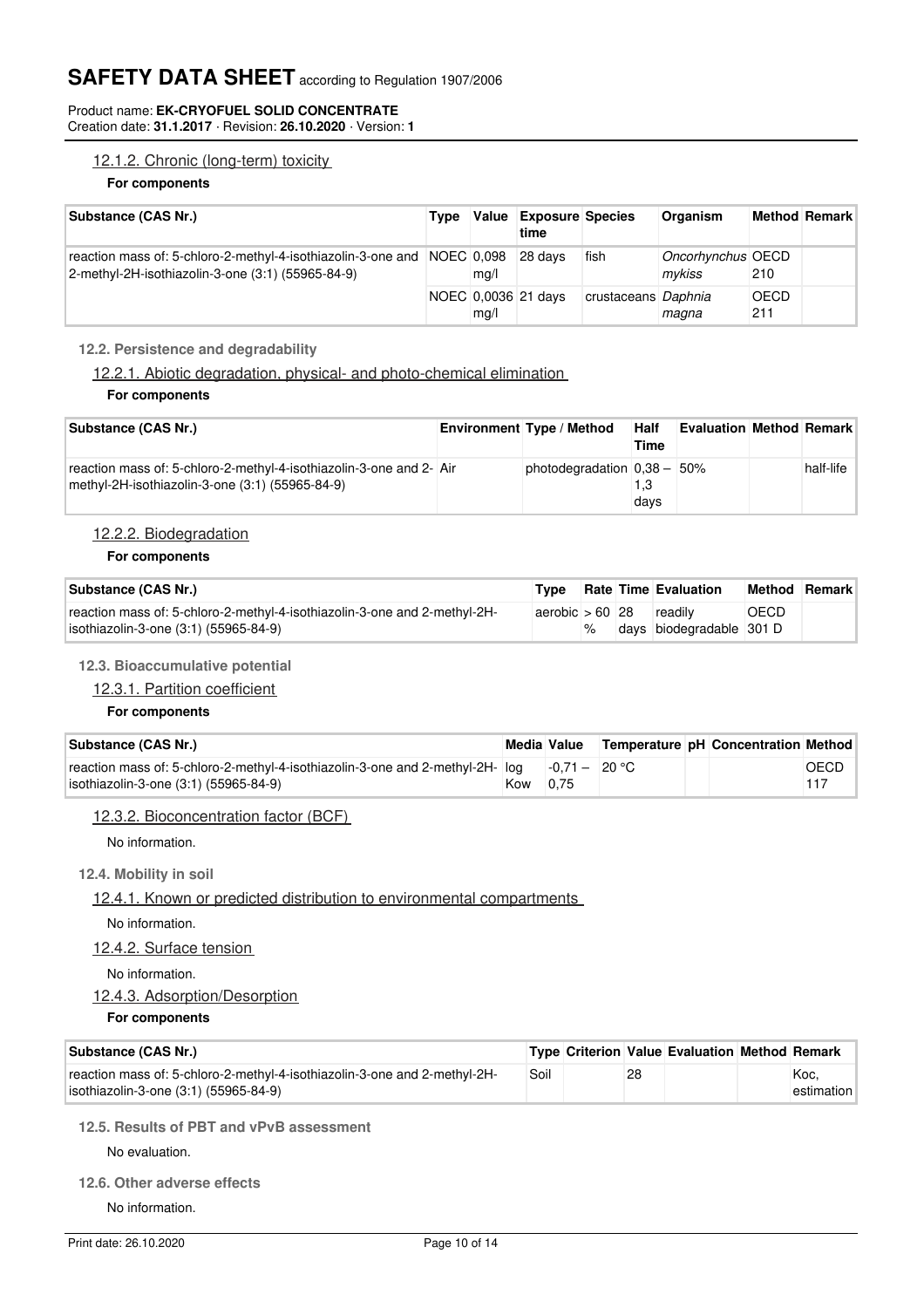#### 12.1.2. Chronic (long-term) toxicity

**For components**

| Substance (CAS Nr.) | Type | Value | Exposure time | Species | Organism | Method | Remark |
|---|---|---|---|---|---|---|---|
| reaction mass of: 5-chloro-2-methyl-4-isothiazolin-3-one and 2-methyl-2H-isothiazolin-3-one (3:1) (55965-84-9) | NOEC | 0,098 mg/l | 28 days | fish | *Oncorhynchus mykiss* | OECD 210 | |
| | NOEC | 0,0036 mg/l | 21 days | crustaceans | *Daphnia magna* | OECD 211 | |

### 12.2. Persistence and degradability

#### 12.2.1. Abiotic degradation, physical- and photo-chemical elimination

**For components**

| Substance (CAS Nr.) | Environment | Type / Method | Half Time | Evaluation | Method | Remark |
|---|---|---|---|---|---|---|
| reaction mass of: 5-chloro-2-methyl-4-isothiazolin-3-one and 2-methyl-2H-isothiazolin-3-one (3:1) (55965-84-9) | Air | photodegradation | 0,38 – 1,3 days | 50% | | half-life |

#### 12.2.2. Biodegradation

**For components**

| Substance (CAS Nr.) | Type | Rate | Time | Evaluation | Method | Remark |
|---|---|---|---|---|---|---|
| reaction mass of: 5-chloro-2-methyl-4-isothiazolin-3-one and 2-methyl-2H-isothiazolin-3-one (3:1) (55965-84-9) | aerobic | > 60 % | 28 days | readily biodegradable | OECD 301 D | |

### 12.3. Bioaccumulative potential

#### 12.3.1. Partition coefficient

**For components**

| Substance (CAS Nr.) | Media | Value | Temperature | pH | Concentration | Method |
|---|---|---|---|---|---|---|
| reaction mass of: 5-chloro-2-methyl-4-isothiazolin-3-one and 2-methyl-2H-isothiazolin-3-one (3:1) (55965-84-9) | log Kow | -0,71 – 0,75 | 20 °C | | | OECD 117 |

#### 12.3.2. Bioconcentration factor (BCF)

No information.

### 12.4. Mobility in soil

#### 12.4.1. Known or predicted distribution to environmental compartments

No information.

#### 12.4.2. Surface tension

No information.

#### 12.4.3. Adsorption/Desorption

**For components**

| Substance (CAS Nr.) | Type | Criterion | Value | Evaluation | Method | Remark |
|---|---|---|---|---|---|---|
| reaction mass of: 5-chloro-2-methyl-4-isothiazolin-3-one and 2-methyl-2H-isothiazolin-3-one (3:1) (55965-84-9) | Soil | | 28 | | | Koc, estimation |

### 12.5. Results of PBT and vPvB assessment

No evaluation.

### 12.6. Other adverse effects

No information.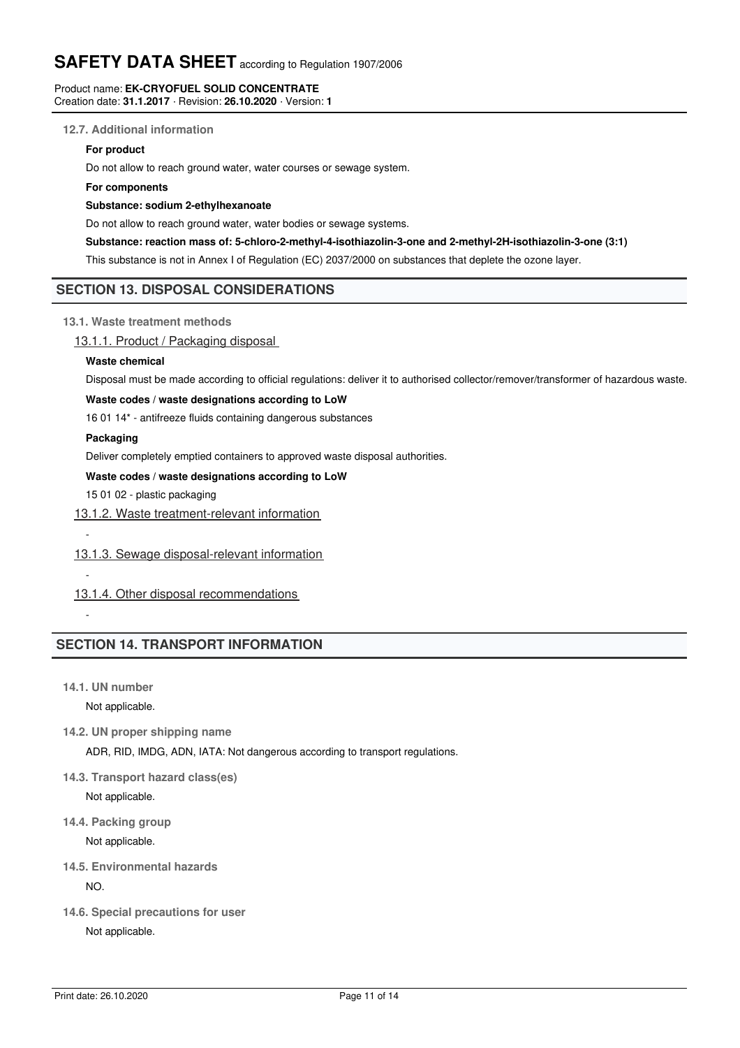### 12.7. Additional information

**For product**

Do not allow to reach ground water, water courses or sewage system.

**For components**

**Substance: sodium 2-ethylhexanoate**

Do not allow to reach ground water, water bodies or sewage systems.

**Substance: reaction mass of: 5-chloro-2-methyl-4-isothiazolin-3-one and 2-methyl-2H-isothiazolin-3-one (3:1)**

This substance is not in Annex I of Regulation (EC) 2037/2000 on substances that deplete the ozone layer.

## SECTION 13. DISPOSAL CONSIDERATIONS

### 13.1. Waste treatment methods

#### 13.1.1. Product / Packaging disposal

**Waste chemical**

Disposal must be made according to official regulations: deliver it to authorised collector/remover/transformer of hazardous waste.

**Waste codes / waste designations according to LoW**

16 01 14* - antifreeze fluids containing dangerous substances

**Packaging**

Deliver completely emptied containers to approved waste disposal authorities.

**Waste codes / waste designations according to LoW**

15 01 02 - plastic packaging

#### 13.1.2. Waste treatment-relevant information

-

#### 13.1.3. Sewage disposal-relevant information

-

#### 13.1.4. Other disposal recommendations

-

## SECTION 14. TRANSPORT INFORMATION

### 14.1. UN number

Not applicable.

### 14.2. UN proper shipping name

ADR, RID, IMDG, ADN, IATA: Not dangerous according to transport regulations.

### 14.3. Transport hazard class(es)

Not applicable.

### 14.4. Packing group

Not applicable.

### 14.5. Environmental hazards

NO.

### 14.6. Special precautions for user

Not applicable.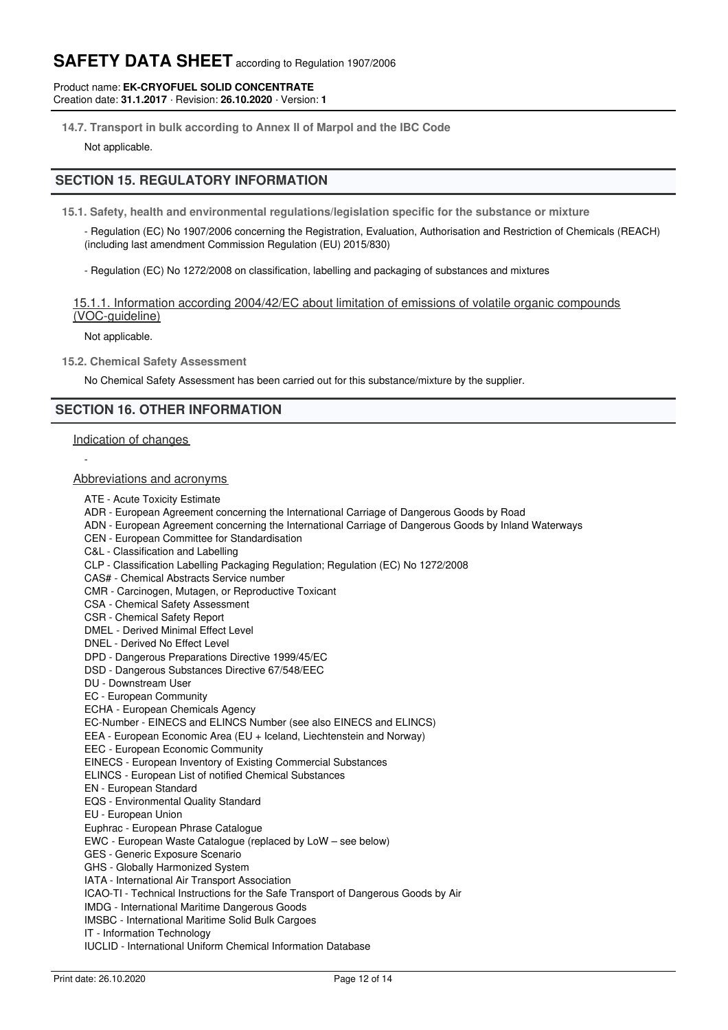### 14.7. Transport in bulk according to Annex II of Marpol and the IBC Code

Not applicable.

## SECTION 15. REGULATORY INFORMATION

### 15.1. Safety, health and environmental regulations/legislation specific for the substance or mixture

- Regulation (EC) No 1907/2006 concerning the Registration, Evaluation, Authorisation and Restriction of Chemicals (REACH) (including last amendment Commission Regulation (EU) 2015/830)

- Regulation (EC) No 1272/2008 on classification, labelling and packaging of substances and mixtures

#### 15.1.1. Information according 2004/42/EC about limitation of emissions of volatile organic compounds (VOC-guideline)

Not applicable.

### 15.2. Chemical Safety Assessment

No Chemical Safety Assessment has been carried out for this substance/mixture by the supplier.

## SECTION 16. OTHER INFORMATION

### Indication of changes

-

### Abbreviations and acronyms

ATE - Acute Toxicity Estimate
ADR - European Agreement concerning the International Carriage of Dangerous Goods by Road
ADN - European Agreement concerning the International Carriage of Dangerous Goods by Inland Waterways
CEN - European Committee for Standardisation
C&L - Classification and Labelling
CLP - Classification Labelling Packaging Regulation; Regulation (EC) No 1272/2008
CAS# - Chemical Abstracts Service number
CMR - Carcinogen, Mutagen, or Reproductive Toxicant
CSA - Chemical Safety Assessment
CSR - Chemical Safety Report
DMEL - Derived Minimal Effect Level
DNEL - Derived No Effect Level
DPD - Dangerous Preparations Directive 1999/45/EC
DSD - Dangerous Substances Directive 67/548/EEC
DU - Downstream User
EC - European Community
ECHA - European Chemicals Agency
EC-Number - EINECS and ELINCS Number (see also EINECS and ELINCS)
EEA - European Economic Area (EU + Iceland, Liechtenstein and Norway)
EEC - European Economic Community
EINECS - European Inventory of Existing Commercial Substances
ELINCS - European List of notified Chemical Substances
EN - European Standard
EQS - Environmental Quality Standard
EU - European Union
Euphrac - European Phrase Catalogue
EWC - European Waste Catalogue (replaced by LoW – see below)
GES - Generic Exposure Scenario
GHS - Globally Harmonized System
IATA - International Air Transport Association
ICAO-TI - Technical Instructions for the Safe Transport of Dangerous Goods by Air
IMDG - International Maritime Dangerous Goods
IMSBC - International Maritime Solid Bulk Cargoes
IT - Information Technology
IUCLID - International Uniform Chemical Information Database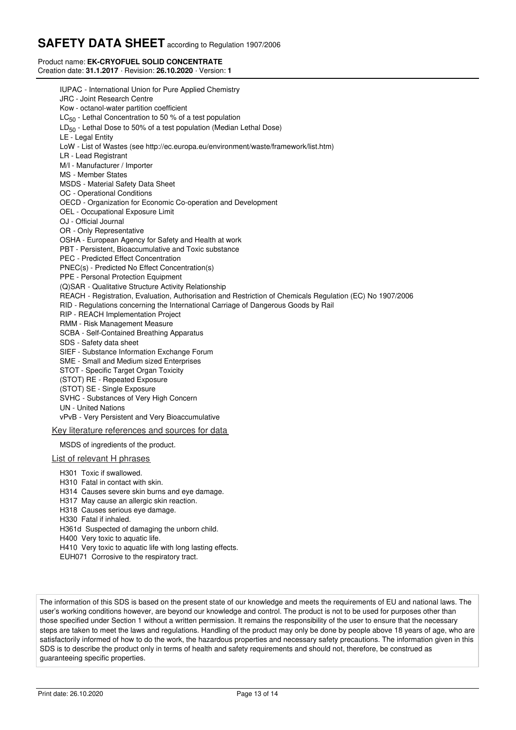IUPAC - International Union for Pure Applied Chemistry
JRC - Joint Research Centre
Kow - octanol-water partition coefficient
$LC_{50}$ - Lethal Concentration to 50 % of a test population
$LD_{50}$ - Lethal Dose to 50% of a test population (Median Lethal Dose)
LE - Legal Entity
LoW - List of Wastes (see http://ec.europa.eu/environment/waste/framework/list.htm)
LR - Lead Registrant
M/I - Manufacturer / Importer
MS - Member States
MSDS - Material Safety Data Sheet
OC - Operational Conditions
OECD - Organization for Economic Co-operation and Development
OEL - Occupational Exposure Limit
OJ - Official Journal
OR - Only Representative
OSHA - European Agency for Safety and Health at work
PBT - Persistent, Bioaccumulative and Toxic substance
PEC - Predicted Effect Concentration
PNEC(s) - Predicted No Effect Concentration(s)
PPE - Personal Protection Equipment
(Q)SAR - Qualitative Structure Activity Relationship
REACH - Registration, Evaluation, Authorisation and Restriction of Chemicals Regulation (EC) No 1907/2006
RID - Regulations concerning the International Carriage of Dangerous Goods by Rail
RIP - REACH Implementation Project
RMM - Risk Management Measure
SCBA - Self-Contained Breathing Apparatus
SDS - Safety data sheet
SIEF - Substance Information Exchange Forum
SME - Small and Medium sized Enterprises
STOT - Specific Target Organ Toxicity
(STOT) RE - Repeated Exposure
(STOT) SE - Single Exposure
SVHC - Substances of Very High Concern
UN - United Nations
vPvB - Very Persistent and Very Bioaccumulative

### Key literature references and sources for data

MSDS of ingredients of the product.

### List of relevant H phrases

H301 Toxic if swallowed.
H310 Fatal in contact with skin.
H314 Causes severe skin burns and eye damage.
H317 May cause an allergic skin reaction.
H318 Causes serious eye damage.
H330 Fatal if inhaled.
H361d Suspected of damaging the unborn child.
H400 Very toxic to aquatic life.
H410 Very toxic to aquatic life with long lasting effects.
EUH071 Corrosive to the respiratory tract.

The information of this SDS is based on the present state of our knowledge and meets the requirements of EU and national laws. The user's working conditions however, are beyond our knowledge and control. The product is not to be used for purposes other than those specified under Section 1 without a written permission. It remains the responsibility of the user to ensure that the necessary steps are taken to meet the laws and regulations. Handling of the product may only be done by people above 18 years of age, who are satisfactorily informed of how to do the work, the hazardous properties and necessary safety precautions. The information given in this SDS is to describe the product only in terms of health and safety requirements and should not, therefore, be construed as guaranteeing specific properties.